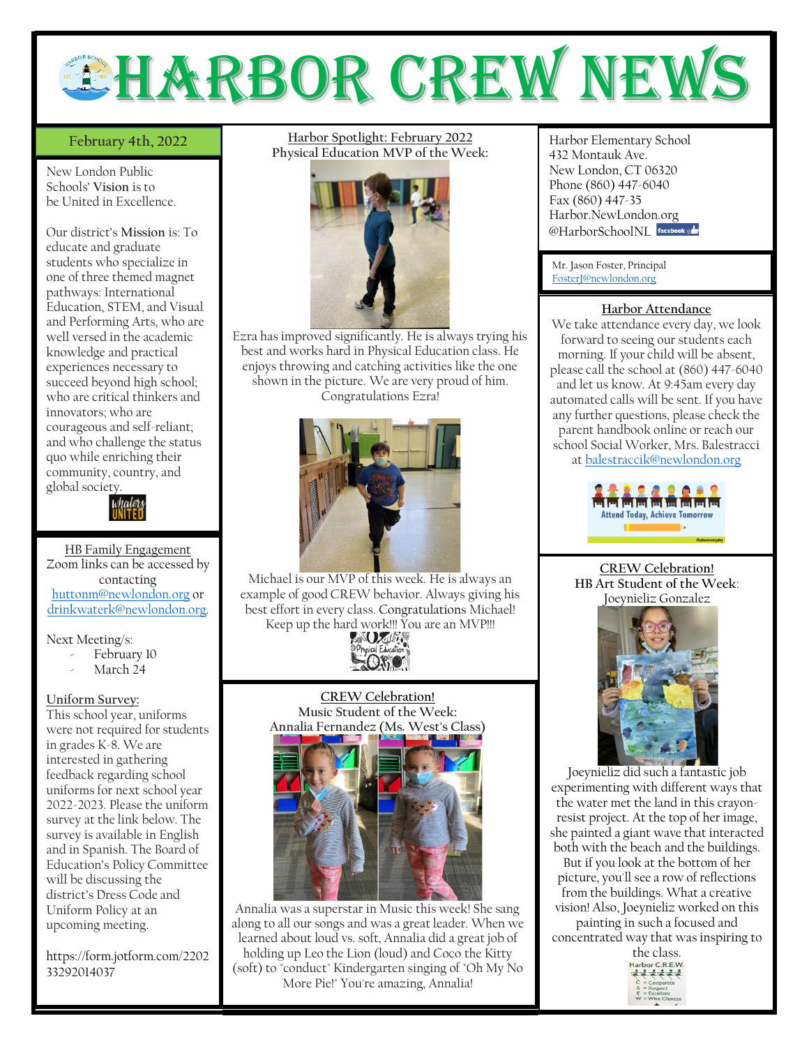# Harbor Crew News

**February 4th, 2022**

New London Public Schools' **Vision** is to be United in Excellence.

Our district's **Mission** is: To educate and graduate students who specialize in one of three themed magnet pathways: International Education, STEM, and Visual and Performing Arts, who are well versed in the academic knowledge and practical experiences necessary to succeed beyond high school; who are critical thinkers and innovators; who are courageous and self-reliant; and who challenge the status quo while enriching their community, country, and global society.

## HB Family Engagement

Zoom links can be accessed by contacting huttonm@newlondon.org or drinkwaterk@newlondon.org.

Next Meeting/s:

- February 10
- March 24

## Uniform Survey:

This school year, uniforms were not required for students in grades K-8. We are interested in gathering feedback regarding school uniforms for next school year 2022-2023. Please the uniform survey at the link below. The survey is available in English and in Spanish. The Board of Education's Policy Committee will be discussing the district's Dress Code and Uniform Policy at an upcoming meeting.

https://form.jotform.com/220233292014037

## Harbor Spotlight: February 2022

**Physical Education MVP of the Week:**

Ezra has improved significantly. He is always trying his best and works hard in Physical Education class. He enjoys throwing and catching activities like the one shown in the picture. We are very proud of him. Congratulations Ezra!

Michael is our MVP of this week. He is always an example of good CREW behavior. Always giving his best effort in every class. Congratulations Michael! Keep up the hard work!!! You are an MVP!!!

## CREW Celebration!

**Music Student of the Week: Annalia Fernandez (Ms. West's Class)**

Annalia was a superstar in Music this week! She sang along to all our songs and was a great leader. When we learned about loud vs. soft, Annalia did a great job of holding up Leo the Lion (loud) and Coco the Kitty (soft) to "conduct" Kindergarten singing of "Oh My No More Pie!" You're amazing, Annalia!

Harbor Elementary School
432 Montauk Ave.
New London, CT 06320
Phone (860) 447-6040
Fax (860) 447-35
Harbor.NewLondon.org
@HarborSchoolNL

Mr. Jason Foster, Principal
FosterJ@newlondon.org

## Harbor Attendance

We take attendance every day, we look forward to seeing our students each morning. If your child will be absent, please call the school at (860) 447-6040 and let us know. At 9:45am every day automated calls will be sent. If you have any further questions, please check the parent handbook online or reach our school Social Worker, Mrs. Balestracci at balestraccik@newlondon.org

## CREW Celebration!

**HB Art Student of the Week**: Joeynieliz Gonzalez

Joeynieliz did such a fantastic job experimenting with different ways that the water met the land in this crayon-resist project. At the top of her image, she painted a giant wave that interacted both with the beach and the buildings. But if you look at the bottom of her picture, you'll see a row of reflections from the buildings. What a creative vision! Also, Joeynieliz worked on this painting in such a focused and concentrated way that was inspiring to the class.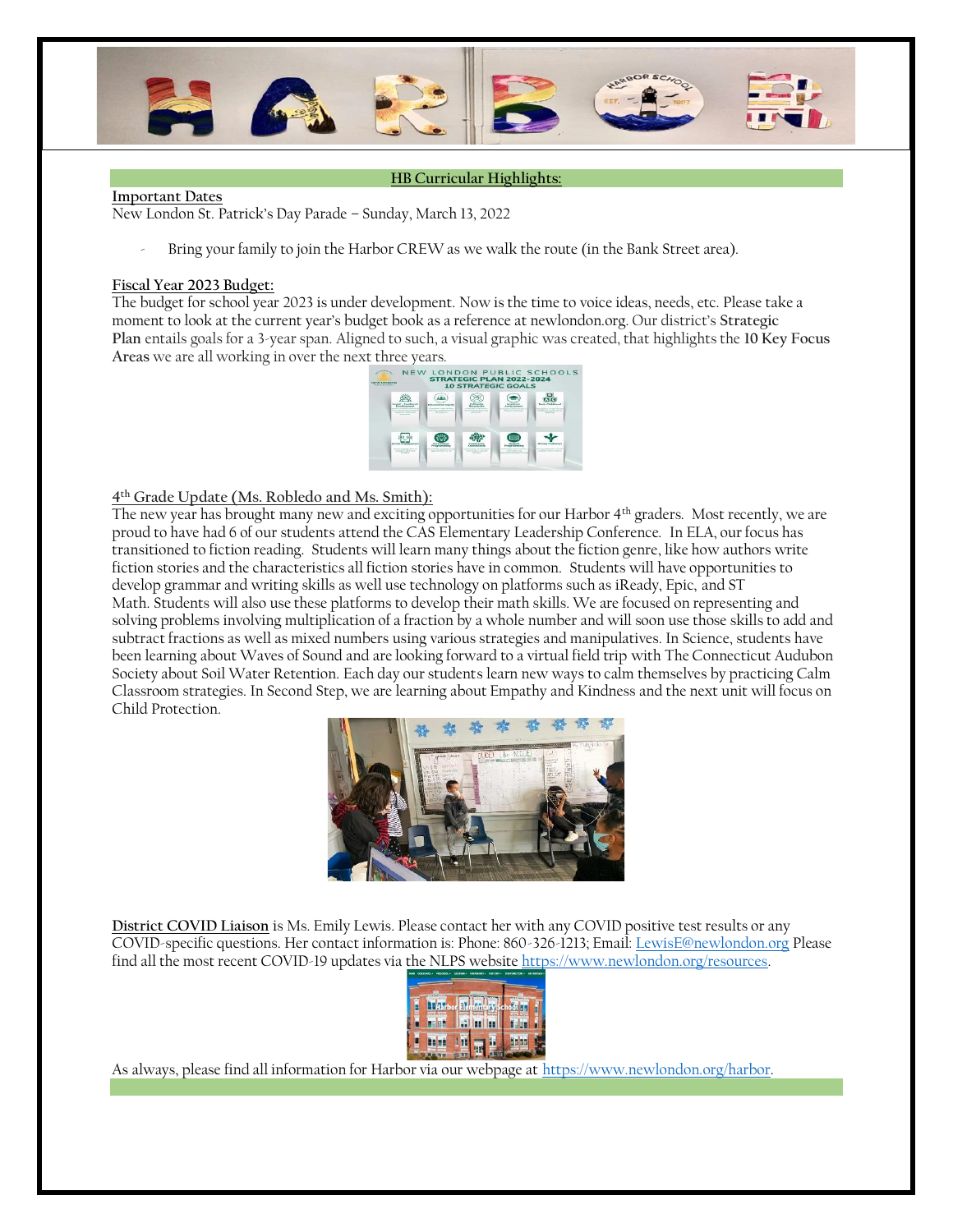## HB Curricular Highlights:

**Important Dates**

New London St. Patrick's Day Parade – Sunday, March 13, 2022

- Bring your family to join the Harbor CREW as we walk the route (in the Bank Street area).

**Fiscal Year 2023 Budget:**

The budget for school year 2023 is under development. Now is the time to voice ideas, needs, etc. Please take a moment to look at the current year's budget book as a reference at newlondon.org. Our district's **Strategic Plan** entails goals for a 3-year span. Aligned to such, a visual graphic was created, that highlights the **10 Key Focus Areas** we are all working in over the next three years.

**4th Grade Update (Ms. Robledo and Ms. Smith):**

The new year has brought many new and exciting opportunities for our Harbor 4th graders. Most recently, we are proud to have had 6 of our students attend the CAS Elementary Leadership Conference. In ELA, our focus has transitioned to fiction reading. Students will learn many things about the fiction genre, like how authors write fiction stories and the characteristics all fiction stories have in common. Students will have opportunities to develop grammar and writing skills as well use technology on platforms such as iReady, Epic, and ST Math. Students will also use these platforms to develop their math skills. We are focused on representing and solving problems involving multiplication of a fraction by a whole number and will soon use those skills to add and subtract fractions as well as mixed numbers using various strategies and manipulatives. In Science, students have been learning about Waves of Sound and are looking forward to a virtual field trip with The Connecticut Audubon Society about Soil Water Retention. Each day our students learn new ways to calm themselves by practicing Calm Classroom strategies. In Second Step, we are learning about Empathy and Kindness and the next unit will focus on Child Protection.

**District COVID Liaison** is Ms. Emily Lewis. Please contact her with any COVID positive test results or any COVID-specific questions. Her contact information is: Phone: 860-326-1213; Email: LewisE@newlondon.org Please find all the most recent COVID-19 updates via the NLPS website https://www.newlondon.org/resources.

As always, please find all information for Harbor via our webpage at https://www.newlondon.org/harbor.